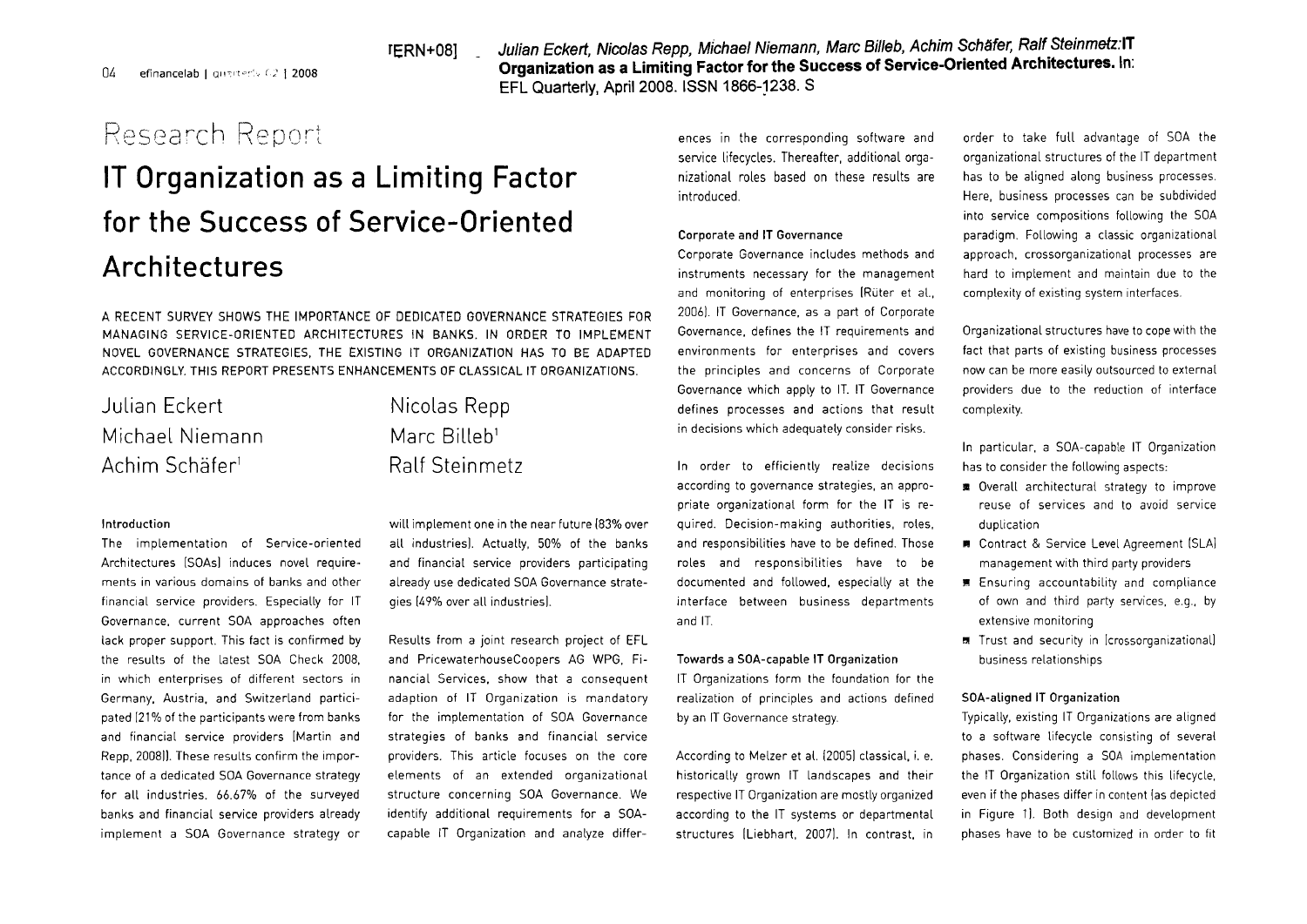[ERN+08] _ *Julian Eckert, Nicolas Repp, Michael Niemann, Marc Billeb, Achim Schäfer, Ralf Steinmetz:* **IT Organization as a Limiting Factor for the Success of Service-Oriented Architectures.** In: EFL Quarterly, April 2008. ISSN 1866-1238. S

Research Report

# IT Organization as a Limiting Factor for the Success of Service-Oriented Architectures

A RECENT SURVEY SHOWS THE IMPORTANCE OF DEDICATED GOVERNANCE STRATEGIES FOR MANAGING SERVICE-ORIENTED ARCHITECTURES IN BANKS. IN ORDER TO IMPLEMENT NOVEL GOVERNANCE STRATEGIES, THE EXISTING IT ORGANIZATION HAS TO BE ADAPTED ACCORDINGLY. THIS REPORT PRESENTS ENHANCEMENTS OF CLASSICAL IT ORGANIZATIONS.

Julian Eckert, Nicolas Repp, Michael Niemann, Marc Billeb[1], Achim Schäfer[1], Ralf Steinmetz

### Introduction

The implementation of Service-oriented Architectures (SOAs) induces novel requirements in various domains of banks and other financial service providers. Especially for IT Governance, current SOA approaches often lack proper support. This fact is confirmed by the results of the latest SOA Check 2008, in which enterprises of different sectors in Germany, Austria, and Switzerland participated (21% of the participants were from banks and financial service providers (Martin and Repp, 2008)). These results confirm the importance of a dedicated SOA Governance strategy for all industries. 66.67% of the surveyed banks and financial service providers already implement a SOA Governance strategy or will implement one in the near future (83% over all industries). Actually, 50% of the banks and financial service providers participating already use dedicated SOA Governance strategies (49% over all industries).

Results from a joint research project of EFL and PricewaterhouseCoopers AG WPG, Financial Services, show that a consequent adaption of IT Organization is mandatory for the implementation of SOA Governance strategies of banks and financial service providers. This article focuses on the core elements of an extended organizational structure concerning SOA Governance. We identify additional requirements for a SOA-capable IT Organization and analyze differences in the corresponding software and service lifecycles. Thereafter, additional organizational roles based on these results are introduced.

### Corporate and IT Governance

Corporate Governance includes methods and instruments necessary for the management and monitoring of enterprises (Rüter et al., 2006). IT Governance, as a part of Corporate Governance, defines the IT requirements and environments for enterprises and covers the principles and concerns of Corporate Governance which apply to IT. IT Governance defines processes and actions that result in decisions which adequately consider risks.

In order to efficiently realize decisions according to governance strategies, an appropriate organizational form for the IT is required. Decision-making authorities, roles, and responsibilities have to be defined. Those roles and responsibilities have to be documented and followed, especially at the interface between business departments and IT.

### Towards a SOA-capable IT Organization

IT Organizations form the foundation for the realization of principles and actions defined by an IT Governance strategy.

According to Melzer et al. (2005) classical, i. e. historically grown IT landscapes and their respective IT Organization are mostly organized according to the IT systems or departmental structures (Liebhart, 2007). In contrast, in order to take full advantage of SOA the organizational structures of the IT department has to be aligned along business processes. Here, business processes can be subdivided into service compositions following the SOA paradigm. Following a classic organizational approach, crossorganizational processes are hard to implement and maintain due to the complexity of existing system interfaces.

Organizational structures have to cope with the fact that parts of existing business processes now can be more easily outsourced to external providers due to the reduction of interface complexity.

In particular, a SOA-capable IT Organization has to consider the following aspects:

- Overall architectural strategy to improve reuse of services and to avoid service duplication
- Contract & Service Level Agreement (SLA) management with third party providers
- Ensuring accountability and compliance of own and third party services, e.g., by extensive monitoring
- Trust and security in (crossorganizational) business relationships

### SOA-aligned IT Organization

Typically, existing IT Organizations are aligned to a software lifecycle consisting of several phases. Considering a SOA implementation the IT Organization still follows this lifecycle, even if the phases differ in content (as depicted in Figure 1). Both design and development phases have to be customized in order to fit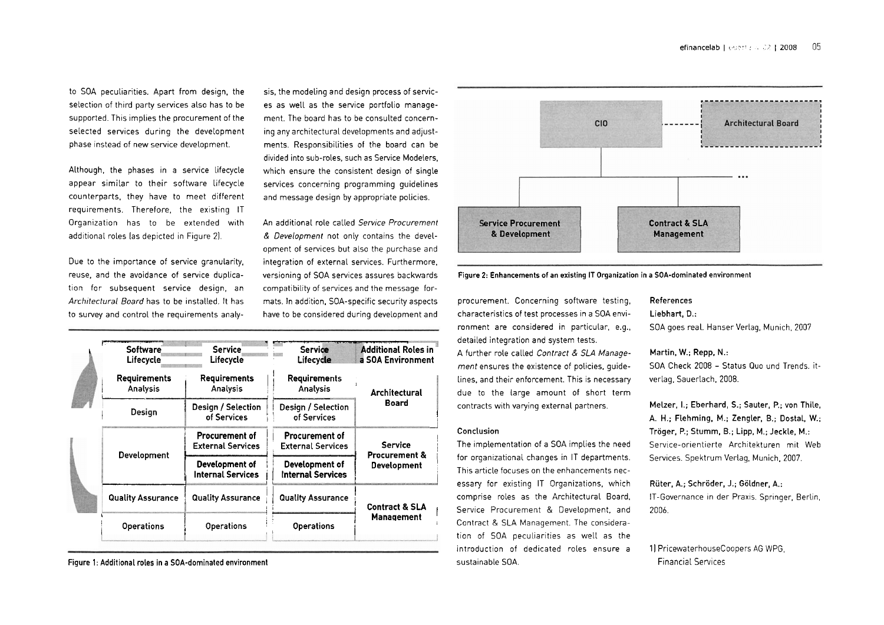to SOA peculiarities. Apart from design, the selection of third party services also has to be supported. This implies the procurement of the selected services during the development phase instead of new service development.

Although, the phases in a service lifecycle appear similar to their software lifecycle counterparts, they have to meet different requirements. Therefore, the existing IT Organization has to be extended with additional roles (as depicted in Figure 2).

Due to the importance of service granularity, reuse, and the avoidance of service duplication for subsequent service design, an *Architectural Board* has to be installed. It has to survey and control the requirements analysis, the modeling and design process of services as well as the service portfolio management. The board has to be consulted concerning any architectural developments and adjustments. Responsibilities of the board can be divided into sub-roles, such as Service Modelers, which ensure the consistent design of single services concerning programming guidelines and message design by appropriate policies.

An additional role called *Service Procurement & Development* not only contains the development of services but also the purchase and integration of external services. Furthermore, versioning of SOA services assures backwards compatibility of services and the message formats. In addition, SOA-specific security aspects have to be considered during development and

| Software Lifecycle | Service Lifecycle | Service Lifecycle | Additional Roles in a SOA Environment |
|---|---|---|---|
| Requirements Analysis | Requirements Analysis | Requirements Analysis | Architectural Board |
| Design | Design / Selection of Services | Design / Selection of Services | |
| Development | Procurement of External Services | Procurement of External Services | Service Procurement & Development |
| | Development of Internal Services | Development of Internal Services | |
| Quality Assurance | Quality Assurance | Quality Assurance | Contract & SLA Management |
| Operations | Operations | Operations | |

**Figure 1: Additional roles in a SOA-dominated environment**

CIO

Architectural Board

...

Service Procurement & Development

Contract & SLA Management

**Figure 2: Enhancements of an existing IT Organization in a SOA-dominated environment**

procurement. Concerning software testing, characteristics of test processes in a SOA environment are considered in particular, e.g., detailed integration and system tests.

A further role called *Contract & SLA Management* ensures the existence of policies, guidelines, and their enforcement. This is necessary due to the large amount of short term contracts with varying external partners.

### Conclusion

The implementation of a SOA implies the need for organizational changes in IT departments. This article focuses on the enhancements necessary for existing IT Organizations, which comprise roles as the Architectural Board, Service Procurement & Development, and Contract & SLA Management. The consideration of SOA peculiarities as well as the introduction of dedicated roles ensure a sustainable SOA.

### References

**Liebhart, D.:**
SOA goes real. Hanser Verlag, Munich, 2007

**Martin, W.; Repp, N.:**
SOA Check 2008 – Status Quo und Trends. it-verlag, Sauerlach, 2008.

**Melzer, I.; Eberhard, S.; Sauter, P.; von Thile, A. H.; Flehming, M.; Zengler, B.; Dostal, W.; Tröger, P.; Stumm, B.; Lipp, M.; Jeckle, M.:**
Service-orientierte Architekturen mit Web Services. Spektrum Verlag, Munich, 2007.

**Rüter, A.; Schröder, J.; Göldner, A.:**
IT-Governance in der Praxis. Springer, Berlin, 2006.

1) PricewaterhouseCoopers AG WPG, Financial Services